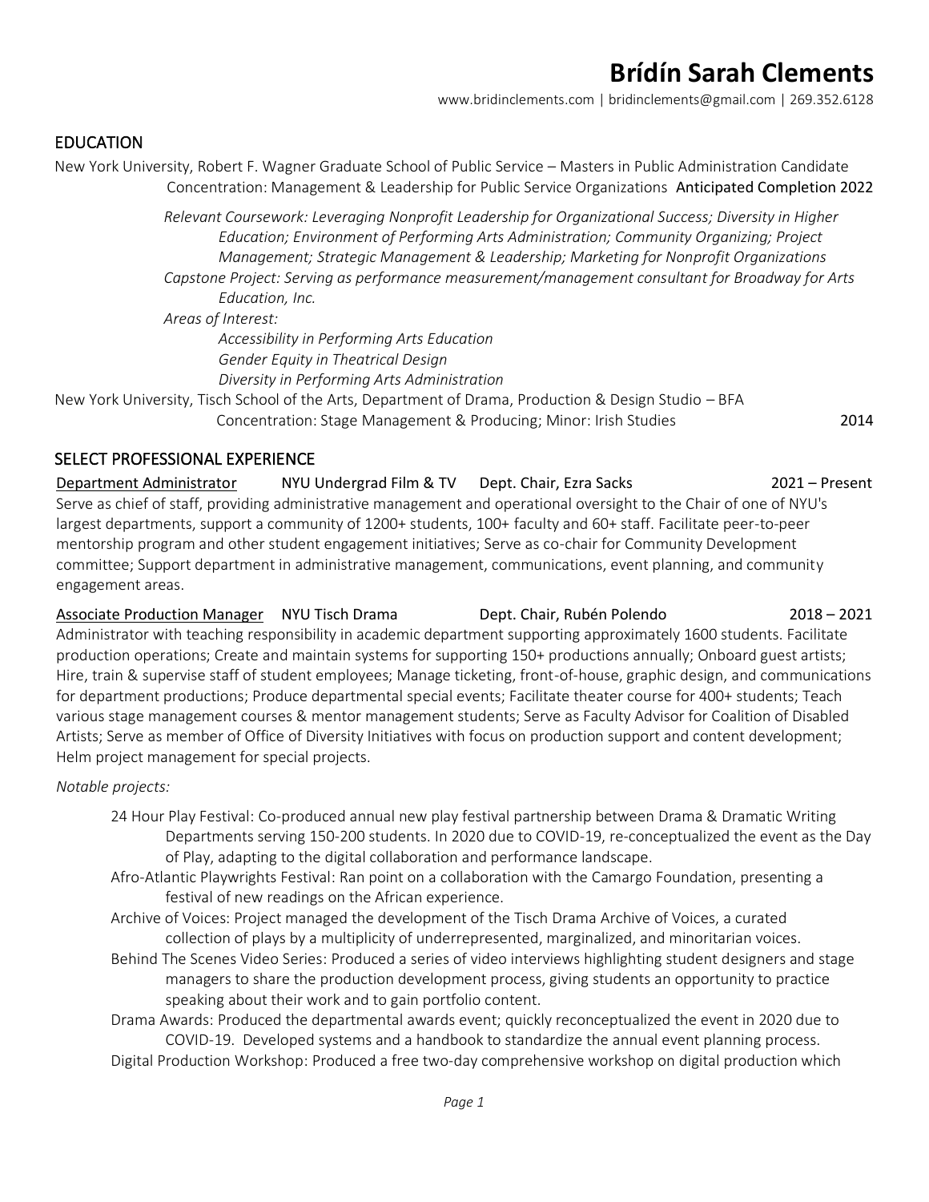# Brídín Sarah Clements

www.bridinclements.com | bridinclements@gmail.com | 269.352.6128

## EDUCATION

New York University, Robert F. Wagner Graduate School of Public Service – Masters in Public Administration Candidate
Concentration: Management & Leadership for Public Service Organizations Anticipated Completion 2022

*Relevant Coursework: Leveraging Nonprofit Leadership for Organizational Success; Diversity in Higher Education; Environment of Performing Arts Administration; Community Organizing; Project Management; Strategic Management & Leadership; Marketing for Nonprofit Organizations*

*Capstone Project: Serving as performance measurement/management consultant for Broadway for Arts Education, Inc.*

*Areas of Interest:*

- *Accessibility in Performing Arts Education*
- *Gender Equity in Theatrical Design*
- *Diversity in Performing Arts Administration*

New York University, Tisch School of the Arts, Department of Drama, Production & Design Studio – BFA
Concentration: Stage Management & Producing; Minor: Irish Studies 2014

## SELECT PROFESSIONAL EXPERIENCE

**Department Administrator** | NYU Undergrad Film & TV | Dept. Chair, Ezra Sacks | 2021 – Present

Serve as chief of staff, providing administrative management and operational oversight to the Chair of one of NYU's largest departments, support a community of 1200+ students, 100+ faculty and 60+ staff. Facilitate peer-to-peer mentorship program and other student engagement initiatives; Serve as co-chair for Community Development committee; Support department in administrative management, communications, event planning, and community engagement areas.

**Associate Production Manager** | NYU Tisch Drama | Dept. Chair, Rubén Polendo | 2018 – 2021

Administrator with teaching responsibility in academic department supporting approximately 1600 students. Facilitate production operations; Create and maintain systems for supporting 150+ productions annually; Onboard guest artists; Hire, train & supervise staff of student employees; Manage ticketing, front-of-house, graphic design, and communications for department productions; Produce departmental special events; Facilitate theater course for 400+ students; Teach various stage management courses & mentor management students; Serve as Faculty Advisor for Coalition of Disabled Artists; Serve as member of Office of Diversity Initiatives with focus on production support and content development; Helm project management for special projects.

*Notable projects:*

- 24 Hour Play Festival: Co-produced annual new play festival partnership between Drama & Dramatic Writing Departments serving 150-200 students. In 2020 due to COVID-19, re-conceptualized the event as the Day of Play, adapting to the digital collaboration and performance landscape.
- Afro-Atlantic Playwrights Festival: Ran point on a collaboration with the Camargo Foundation, presenting a festival of new readings on the African experience.
- Archive of Voices: Project managed the development of the Tisch Drama Archive of Voices, a curated collection of plays by a multiplicity of underrepresented, marginalized, and minoritarian voices.
- Behind The Scenes Video Series: Produced a series of video interviews highlighting student designers and stage managers to share the production development process, giving students an opportunity to practice speaking about their work and to gain portfolio content.
- Drama Awards: Produced the departmental awards event; quickly reconceptualized the event in 2020 due to COVID-19. Developed systems and a handbook to standardize the annual event planning process.
- Digital Production Workshop: Produced a free two-day comprehensive workshop on digital production which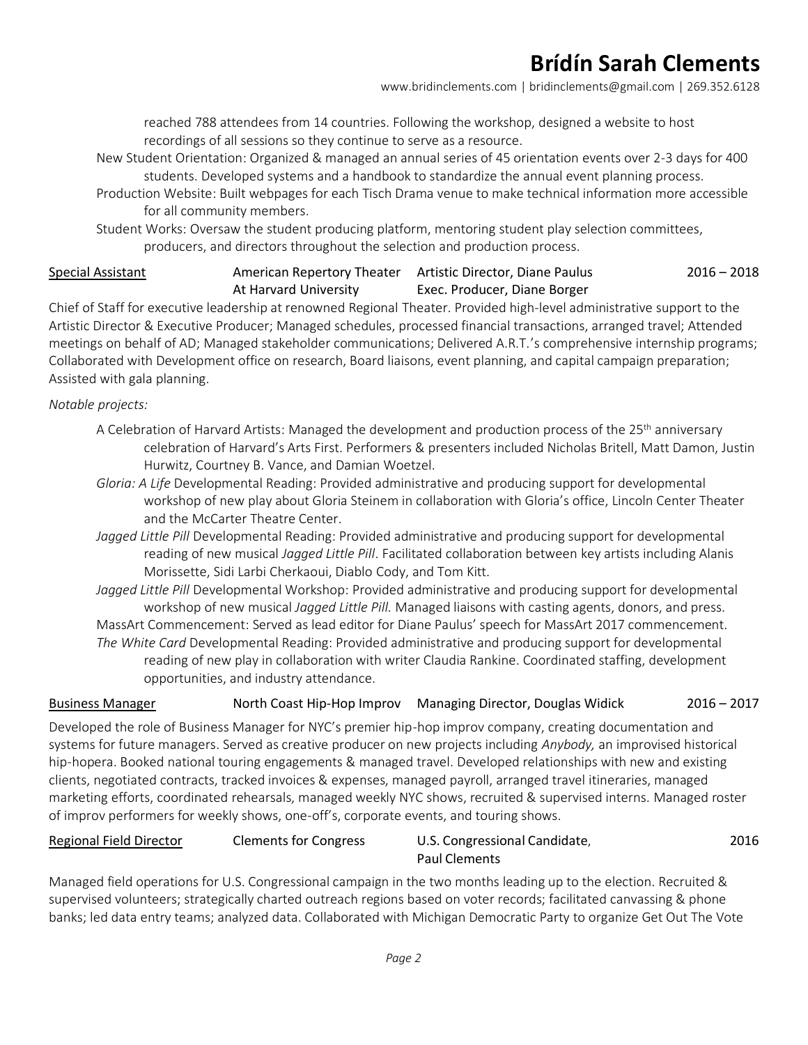# Brídín Sarah Clements

www.bridinclements.com | bridinclements@gmail.com | 269.352.6128

reached 788 attendees from 14 countries. Following the workshop, designed a website to host recordings of all sessions so they continue to serve as a resource.

New Student Orientation: Organized & managed an annual series of 45 orientation events over 2-3 days for 400 students. Developed systems and a handbook to standardize the annual event planning process.

Production Website: Built webpages for each Tisch Drama venue to make technical information more accessible for all community members.

Student Works: Oversaw the student producing platform, mentoring student play selection committees, producers, and directors throughout the selection and production process.

<u>Special Assistant</u> | American Repertory Theater At Harvard University | Artistic Director, Diane Paulus; Exec. Producer, Diane Borger | 2016 – 2018

Chief of Staff for executive leadership at renowned Regional Theater. Provided high-level administrative support to the Artistic Director & Executive Producer; Managed schedules, processed financial transactions, arranged travel; Attended meetings on behalf of AD; Managed stakeholder communications; Delivered A.R.T.'s comprehensive internship programs; Collaborated with Development office on research, Board liaisons, event planning, and capital campaign preparation; Assisted with gala planning.

*Notable projects:*

A Celebration of Harvard Artists: Managed the development and production process of the 25th anniversary celebration of Harvard's Arts First. Performers & presenters included Nicholas Britell, Matt Damon, Justin Hurwitz, Courtney B. Vance, and Damian Woetzel.

*Gloria: A Life* Developmental Reading: Provided administrative and producing support for developmental workshop of new play about Gloria Steinem in collaboration with Gloria's office, Lincoln Center Theater and the McCarter Theatre Center.

*Jagged Little Pill* Developmental Reading: Provided administrative and producing support for developmental reading of new musical *Jagged Little Pill*. Facilitated collaboration between key artists including Alanis Morissette, Sidi Larbi Cherkaoui, Diablo Cody, and Tom Kitt.

*Jagged Little Pill* Developmental Workshop: Provided administrative and producing support for developmental workshop of new musical *Jagged Little Pill.* Managed liaisons with casting agents, donors, and press.

MassArt Commencement: Served as lead editor for Diane Paulus' speech for MassArt 2017 commencement.

*The White Card* Developmental Reading: Provided administrative and producing support for developmental reading of new play in collaboration with writer Claudia Rankine. Coordinated staffing, development opportunities, and industry attendance.

<u>Business Manager</u> | North Coast Hip-Hop Improv | Managing Director, Douglas Widick | 2016 – 2017

Developed the role of Business Manager for NYC's premier hip-hop improv company, creating documentation and systems for future managers. Served as creative producer on new projects including *Anybody,* an improvised historical hip-hopera. Booked national touring engagements & managed travel. Developed relationships with new and existing clients, negotiated contracts, tracked invoices & expenses, managed payroll, arranged travel itineraries, managed marketing efforts, coordinated rehearsals, managed weekly NYC shows, recruited & supervised interns. Managed roster of improv performers for weekly shows, one-off's, corporate events, and touring shows.

<u>Regional Field Director</u> | Clements for Congress | U.S. Congressional Candidate, Paul Clements | 2016

Managed field operations for U.S. Congressional campaign in the two months leading up to the election. Recruited & supervised volunteers; strategically charted outreach regions based on voter records; facilitated canvassing & phone banks; led data entry teams; analyzed data. Collaborated with Michigan Democratic Party to organize Get Out The Vote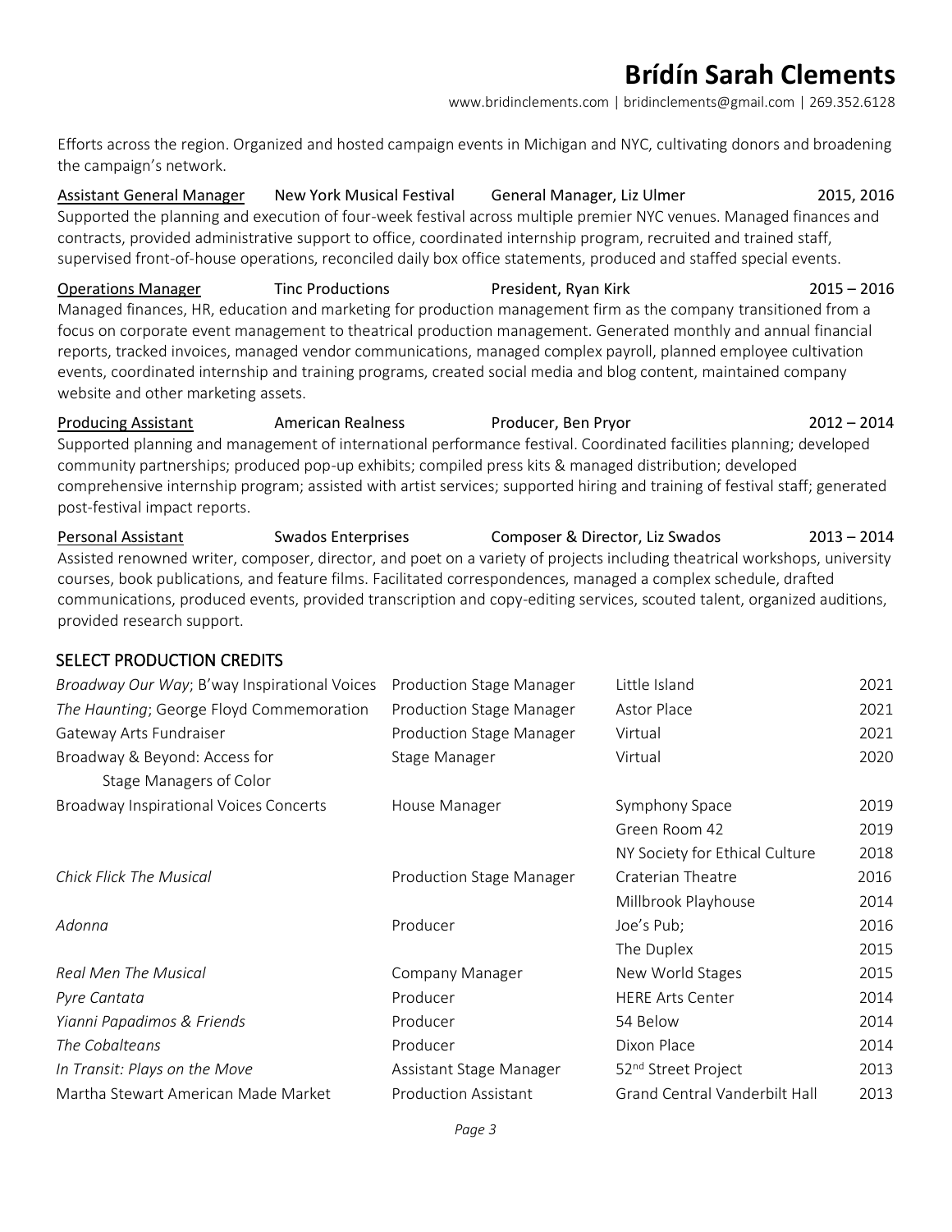# Brídín Sarah Clements

www.bridinclements.com | bridinclements@gmail.com | 269.352.6128

Efforts across the region. Organized and hosted campaign events in Michigan and NYC, cultivating donors and broadening the campaign's network.

<u>Assistant General Manager</u> | New York Musical Festival | General Manager, Liz Ulmer | 2015, 2016

Supported the planning and execution of four-week festival across multiple premier NYC venues. Managed finances and contracts, provided administrative support to office, coordinated internship program, recruited and trained staff, supervised front-of-house operations, reconciled daily box office statements, produced and staffed special events.

<u>Operations Manager</u> | Tinc Productions | President, Ryan Kirk | 2015 – 2016

Managed finances, HR, education and marketing for production management firm as the company transitioned from a focus on corporate event management to theatrical production management. Generated monthly and annual financial reports, tracked invoices, managed vendor communications, managed complex payroll, planned employee cultivation events, coordinated internship and training programs, created social media and blog content, maintained company website and other marketing assets.

<u>Producing Assistant</u> | American Realness | Producer, Ben Pryor | 2012 – 2014

Supported planning and management of international performance festival. Coordinated facilities planning; developed community partnerships; produced pop-up exhibits; compiled press kits & managed distribution; developed comprehensive internship program; assisted with artist services; supported hiring and training of festival staff; generated post-festival impact reports.

<u>Personal Assistant</u> | Swados Enterprises | Composer & Director, Liz Swados | 2013 – 2014

Assisted renowned writer, composer, director, and poet on a variety of projects including theatrical workshops, university courses, book publications, and feature films. Facilitated correspondences, managed a complex schedule, drafted communications, produced events, provided transcription and copy-editing services, scouted talent, organized auditions, provided research support.

## SELECT PRODUCTION CREDITS

| Production | Role | Venue | Year |
|---|---|---|---|
| *Broadway Our Way*; B'way Inspirational Voices | Production Stage Manager | Little Island | 2021 |
| *The Haunting*; George Floyd Commemoration | Production Stage Manager | Astor Place | 2021 |
| Gateway Arts Fundraiser | Production Stage Manager | Virtual | 2021 |
| Broadway & Beyond: Access for Stage Managers of Color | Stage Manager | Virtual | 2020 |
| Broadway Inspirational Voices Concerts | House Manager | Symphony Space | 2019 |
| | | Green Room 42 | 2019 |
| | | NY Society for Ethical Culture | 2018 |
| *Chick Flick The Musical* | Production Stage Manager | Craterian Theatre | 2016 |
| | | Millbrook Playhouse | 2014 |
| *Adonna* | Producer | Joe's Pub; | 2016 |
| | | The Duplex | 2015 |
| *Real Men The Musical* | Company Manager | New World Stages | 2015 |
| *Pyre Cantata* | Producer | HERE Arts Center | 2014 |
| *Yianni Papadimos & Friends* | Producer | 54 Below | 2014 |
| *The Cobalteans* | Producer | Dixon Place | 2014 |
| *In Transit: Plays on the Move* | Assistant Stage Manager | 52nd Street Project | 2013 |
| Martha Stewart American Made Market | Production Assistant | Grand Central Vanderbilt Hall | 2013 |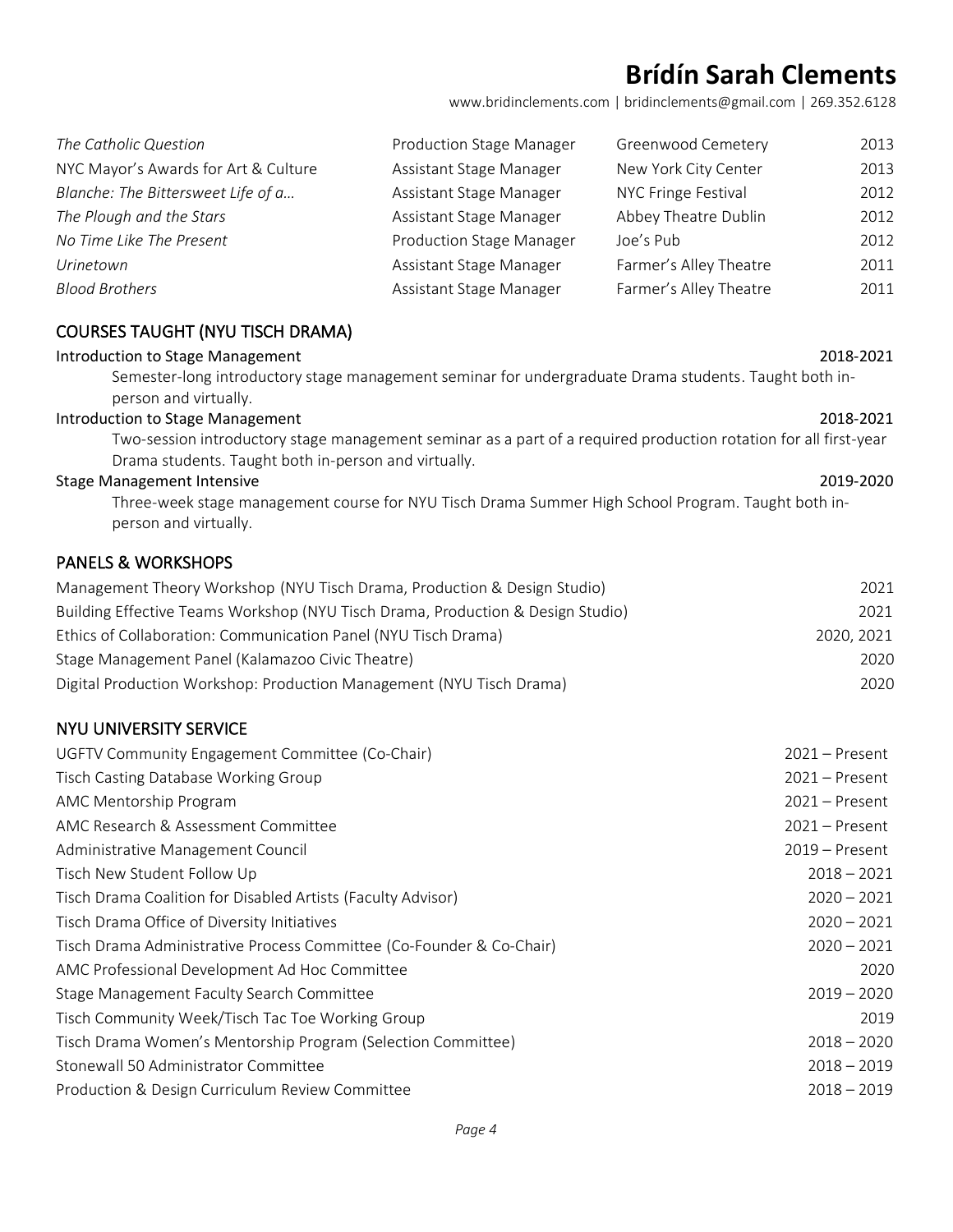# Brídín Sarah Clements

www.bridinclements.com | bridinclements@gmail.com | 269.352.6128

| | | | |
|---|---|---|---|
| *The Catholic Question* | Production Stage Manager | Greenwood Cemetery | 2013 |
| NYC Mayor's Awards for Art & Culture | Assistant Stage Manager | New York City Center | 2013 |
| *Blanche: The Bittersweet Life of a…* | Assistant Stage Manager | NYC Fringe Festival | 2012 |
| *The Plough and the Stars* | Assistant Stage Manager | Abbey Theatre Dublin | 2012 |
| *No Time Like The Present* | Production Stage Manager | Joe's Pub | 2012 |
| *Urinetown* | Assistant Stage Manager | Farmer's Alley Theatre | 2011 |
| *Blood Brothers* | Assistant Stage Manager | Farmer's Alley Theatre | 2011 |

## COURSES TAUGHT (NYU TISCH DRAMA)

**Introduction to Stage Management** — 2018-2021

Semester-long introductory stage management seminar for undergraduate Drama students. Taught both in-person and virtually.

**Introduction to Stage Management** — 2018-2021

Two-session introductory stage management seminar as a part of a required production rotation for all first-year Drama students. Taught both in-person and virtually.

**Stage Management Intensive** — 2019-2020

Three-week stage management course for NYU Tisch Drama Summer High School Program. Taught both in-person and virtually.

## PANELS & WORKSHOPS

| | |
|---|---|
| Management Theory Workshop (NYU Tisch Drama, Production & Design Studio) | 2021 |
| Building Effective Teams Workshop (NYU Tisch Drama, Production & Design Studio) | 2021 |
| Ethics of Collaboration: Communication Panel (NYU Tisch Drama) | 2020, 2021 |
| Stage Management Panel (Kalamazoo Civic Theatre) | 2020 |
| Digital Production Workshop: Production Management (NYU Tisch Drama) | 2020 |

## NYU UNIVERSITY SERVICE

| | |
|---|---|
| UGFTV Community Engagement Committee (Co-Chair) | 2021 – Present |
| Tisch Casting Database Working Group | 2021 – Present |
| AMC Mentorship Program | 2021 – Present |
| AMC Research & Assessment Committee | 2021 – Present |
| Administrative Management Council | 2019 – Present |
| Tisch New Student Follow Up | 2018 – 2021 |
| Tisch Drama Coalition for Disabled Artists (Faculty Advisor) | 2020 – 2021 |
| Tisch Drama Office of Diversity Initiatives | 2020 – 2021 |
| Tisch Drama Administrative Process Committee (Co-Founder & Co-Chair) | 2020 – 2021 |
| AMC Professional Development Ad Hoc Committee | 2020 |
| Stage Management Faculty Search Committee | 2019 – 2020 |
| Tisch Community Week/Tisch Tac Toe Working Group | 2019 |
| Tisch Drama Women's Mentorship Program (Selection Committee) | 2018 – 2020 |
| Stonewall 50 Administrator Committee | 2018 – 2019 |
| Production & Design Curriculum Review Committee | 2018 – 2019 |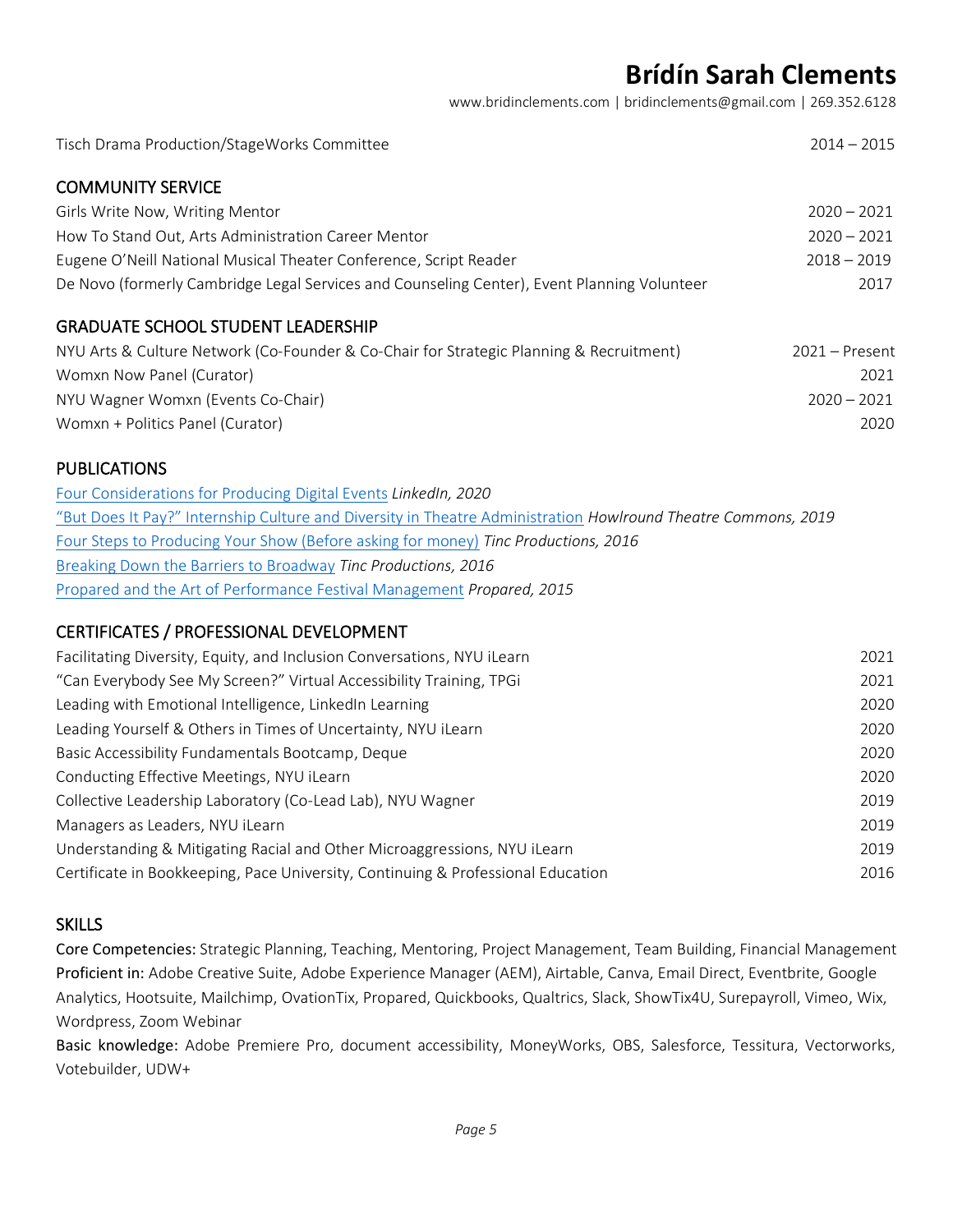# Brídín Sarah Clements

www.bridinclements.com | bridinclements@gmail.com | 269.352.6128

Tisch Drama Production/StageWorks Committee 2014 – 2015

## COMMUNITY SERVICE

Girls Write Now, Writing Mentor 2020 – 2021
How To Stand Out, Arts Administration Career Mentor 2020 – 2021
Eugene O'Neill National Musical Theater Conference, Script Reader 2018 – 2019
De Novo (formerly Cambridge Legal Services and Counseling Center), Event Planning Volunteer 2017

## GRADUATE SCHOOL STUDENT LEADERSHIP

NYU Arts & Culture Network (Co-Founder & Co-Chair for Strategic Planning & Recruitment) 2021 – Present
Womxn Now Panel (Curator) 2021
NYU Wagner Womxn (Events Co-Chair) 2020 – 2021
Womxn + Politics Panel (Curator) 2020

## PUBLICATIONS

Four Considerations for Producing Digital Events *LinkedIn, 2020*
"But Does It Pay?" Internship Culture and Diversity in Theatre Administration *Howlround Theatre Commons, 2019*
Four Steps to Producing Your Show (Before asking for money) *Tinc Productions, 2016*
Breaking Down the Barriers to Broadway *Tinc Productions, 2016*
Propared and the Art of Performance Festival Management *Propared, 2015*

## CERTIFICATES / PROFESSIONAL DEVELOPMENT

Facilitating Diversity, Equity, and Inclusion Conversations, NYU iLearn 2021
"Can Everybody See My Screen?" Virtual Accessibility Training, TPGi 2021
Leading with Emotional Intelligence, LinkedIn Learning 2020
Leading Yourself & Others in Times of Uncertainty, NYU iLearn 2020
Basic Accessibility Fundamentals Bootcamp, Deque 2020
Conducting Effective Meetings, NYU iLearn 2020
Collective Leadership Laboratory (Co-Lead Lab), NYU Wagner 2019
Managers as Leaders, NYU iLearn 2019
Understanding & Mitigating Racial and Other Microaggressions, NYU iLearn 2019
Certificate in Bookkeeping, Pace University, Continuing & Professional Education 2016

## SKILLS

**Core Competencies:** Strategic Planning, Teaching, Mentoring, Project Management, Team Building, Financial Management
**Proficient in:** Adobe Creative Suite, Adobe Experience Manager (AEM), Airtable, Canva, Email Direct, Eventbrite, Google Analytics, Hootsuite, Mailchimp, OvationTix, Propared, Quickbooks, Qualtrics, Slack, ShowTix4U, Surepayroll, Vimeo, Wix, Wordpress, Zoom Webinar
**Basic knowledge:** Adobe Premiere Pro, document accessibility, MoneyWorks, OBS, Salesforce, Tessitura, Vectorworks, Votebuilder, UDW+